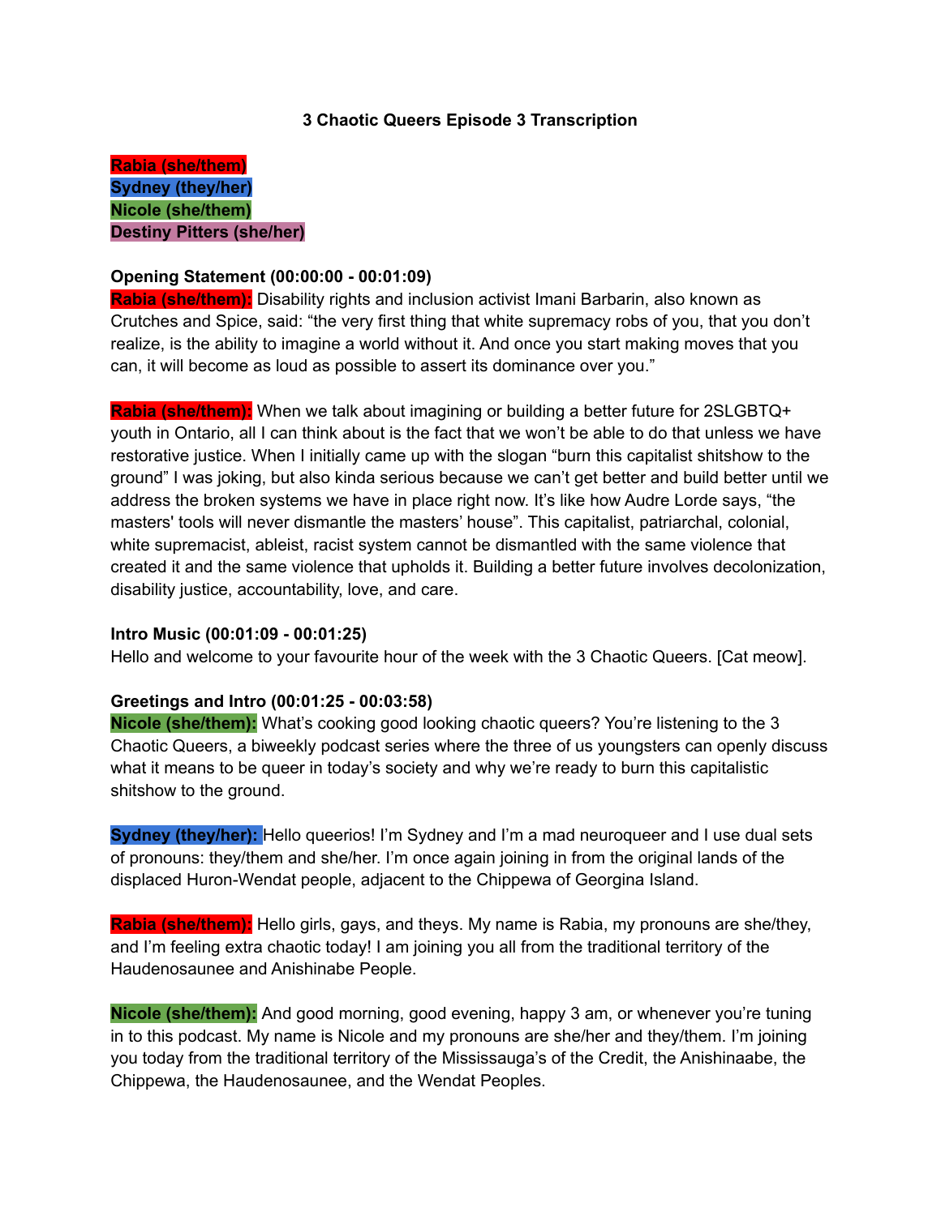# 3 Chaotic Queers Episode 3 Transcription

**Rabia (she/them)**
**Sydney (they/her)**
**Nicole (she/them)**
**Destiny Pitters (she/her)**

**Opening Statement (00:00:00 - 00:01:09)**

**Rabia (she/them):** Disability rights and inclusion activist Imani Barbarin, also known as Crutches and Spice, said: “the very first thing that white supremacy robs of you, that you don’t realize, is the ability to imagine a world without it. And once you start making moves that you can, it will become as loud as possible to assert its dominance over you.”

**Rabia (she/them):** When we talk about imagining or building a better future for 2SLGBTQ+ youth in Ontario, all I can think about is the fact that we won’t be able to do that unless we have restorative justice. When I initially came up with the slogan “burn this capitalist shitshow to the ground” I was joking, but also kinda serious because we can’t get better and build better until we address the broken systems we have in place right now. It’s like how Audre Lorde says, “the masters' tools will never dismantle the masters’ house”. This capitalist, patriarchal, colonial, white supremacist, ableist, racist system cannot be dismantled with the same violence that created it and the same violence that upholds it. Building a better future involves decolonization, disability justice, accountability, love, and care.

**Intro Music (00:01:09 - 00:01:25)**

Hello and welcome to your favourite hour of the week with the 3 Chaotic Queers. [Cat meow].

**Greetings and Intro (00:01:25 - 00:03:58)**

**Nicole (she/them):** What’s cooking good looking chaotic queers? You’re listening to the 3 Chaotic Queers, a biweekly podcast series where the three of us youngsters can openly discuss what it means to be queer in today’s society and why we’re ready to burn this capitalistic shitshow to the ground.

**Sydney (they/her):** Hello queerios! I’m Sydney and I’m a mad neuroqueer and I use dual sets of pronouns: they/them and she/her. I’m once again joining in from the original lands of the displaced Huron-Wendat people, adjacent to the Chippewa of Georgina Island.

**Rabia (she/them):** Hello girls, gays, and theys. My name is Rabia, my pronouns are she/they, and I’m feeling extra chaotic today! I am joining you all from the traditional territory of the Haudenosaunee and Anishinabe People.

**Nicole (she/them):** And good morning, good evening, happy 3 am, or whenever you’re tuning in to this podcast. My name is Nicole and my pronouns are she/her and they/them. I’m joining you today from the traditional territory of the Mississauga’s of the Credit, the Anishinaabe, the Chippewa, the Haudenosaunee, and the Wendat Peoples.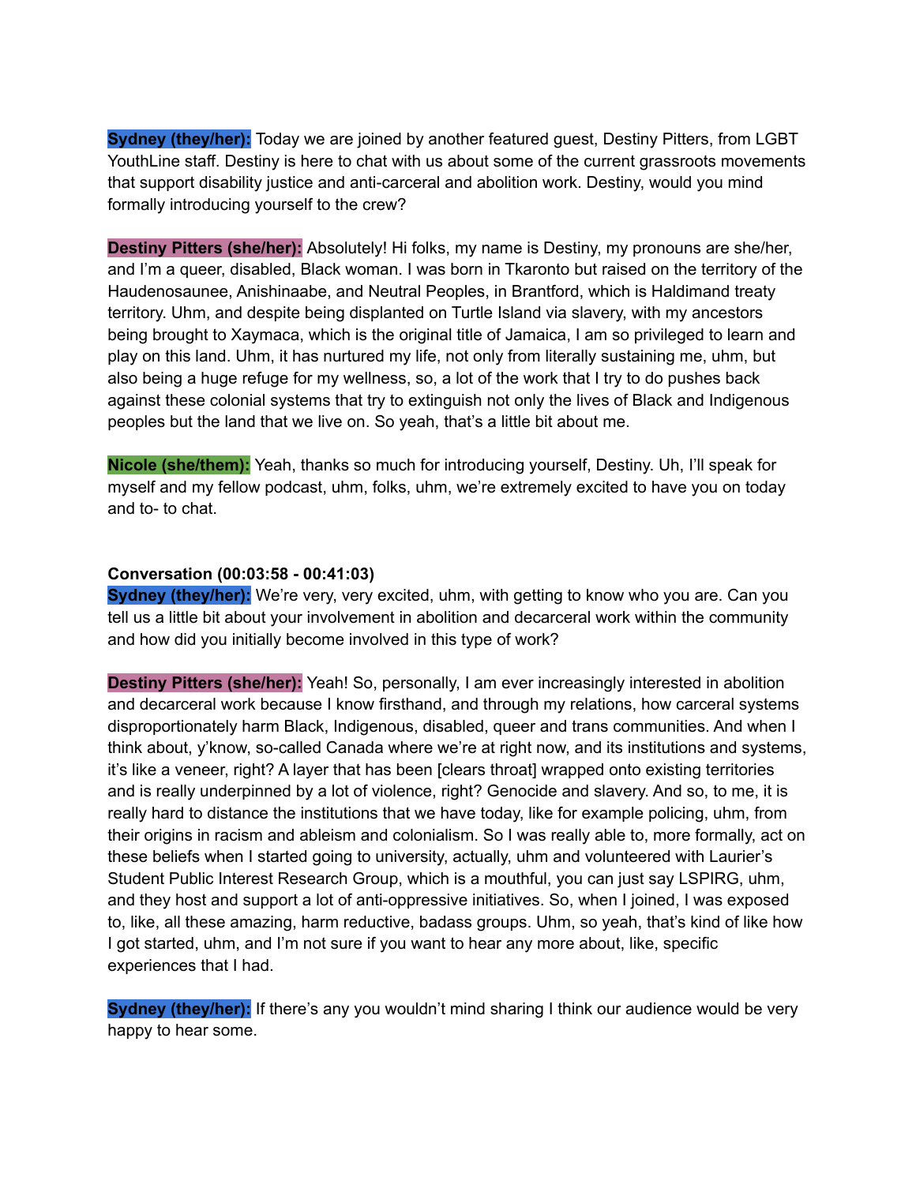**Sydney (they/her):** Today we are joined by another featured guest, Destiny Pitters, from LGBT YouthLine staff. Destiny is here to chat with us about some of the current grassroots movements that support disability justice and anti-carceral and abolition work. Destiny, would you mind formally introducing yourself to the crew?

**Destiny Pitters (she/her):** Absolutely! Hi folks, my name is Destiny, my pronouns are she/her, and I'm a queer, disabled, Black woman. I was born in Tkaronto but raised on the territory of the Haudenosaunee, Anishinaabe, and Neutral Peoples, in Brantford, which is Haldimand treaty territory. Uhm, and despite being displanted on Turtle Island via slavery, with my ancestors being brought to Xaymaca, which is the original title of Jamaica, I am so privileged to learn and play on this land. Uhm, it has nurtured my life, not only from literally sustaining me, uhm, but also being a huge refuge for my wellness, so, a lot of the work that I try to do pushes back against these colonial systems that try to extinguish not only the lives of Black and Indigenous peoples but the land that we live on. So yeah, that's a little bit about me.

**Nicole (she/them):** Yeah, thanks so much for introducing yourself, Destiny. Uh, I'll speak for myself and my fellow podcast, uhm, folks, uhm, we're extremely excited to have you on today and to- to chat.

**Conversation (00:03:58 - 00:41:03)**

**Sydney (they/her):** We're very, very excited, uhm, with getting to know who you are. Can you tell us a little bit about your involvement in abolition and decarceral work within the community and how did you initially become involved in this type of work?

**Destiny Pitters (she/her):** Yeah! So, personally, I am ever increasingly interested in abolition and decarceral work because I know firsthand, and through my relations, how carceral systems disproportionately harm Black, Indigenous, disabled, queer and trans communities. And when I think about, y'know, so-called Canada where we're at right now, and its institutions and systems, it's like a veneer, right? A layer that has been [clears throat] wrapped onto existing territories and is really underpinned by a lot of violence, right? Genocide and slavery. And so, to me, it is really hard to distance the institutions that we have today, like for example policing, uhm, from their origins in racism and ableism and colonialism. So I was really able to, more formally, act on these beliefs when I started going to university, actually, uhm and volunteered with Laurier's Student Public Interest Research Group, which is a mouthful, you can just say LSPIRG, uhm, and they host and support a lot of anti-oppressive initiatives. So, when I joined, I was exposed to, like, all these amazing, harm reductive, badass groups. Uhm, so yeah, that's kind of like how I got started, uhm, and I'm not sure if you want to hear any more about, like, specific experiences that I had.

**Sydney (they/her):** If there's any you wouldn't mind sharing I think our audience would be very happy to hear some.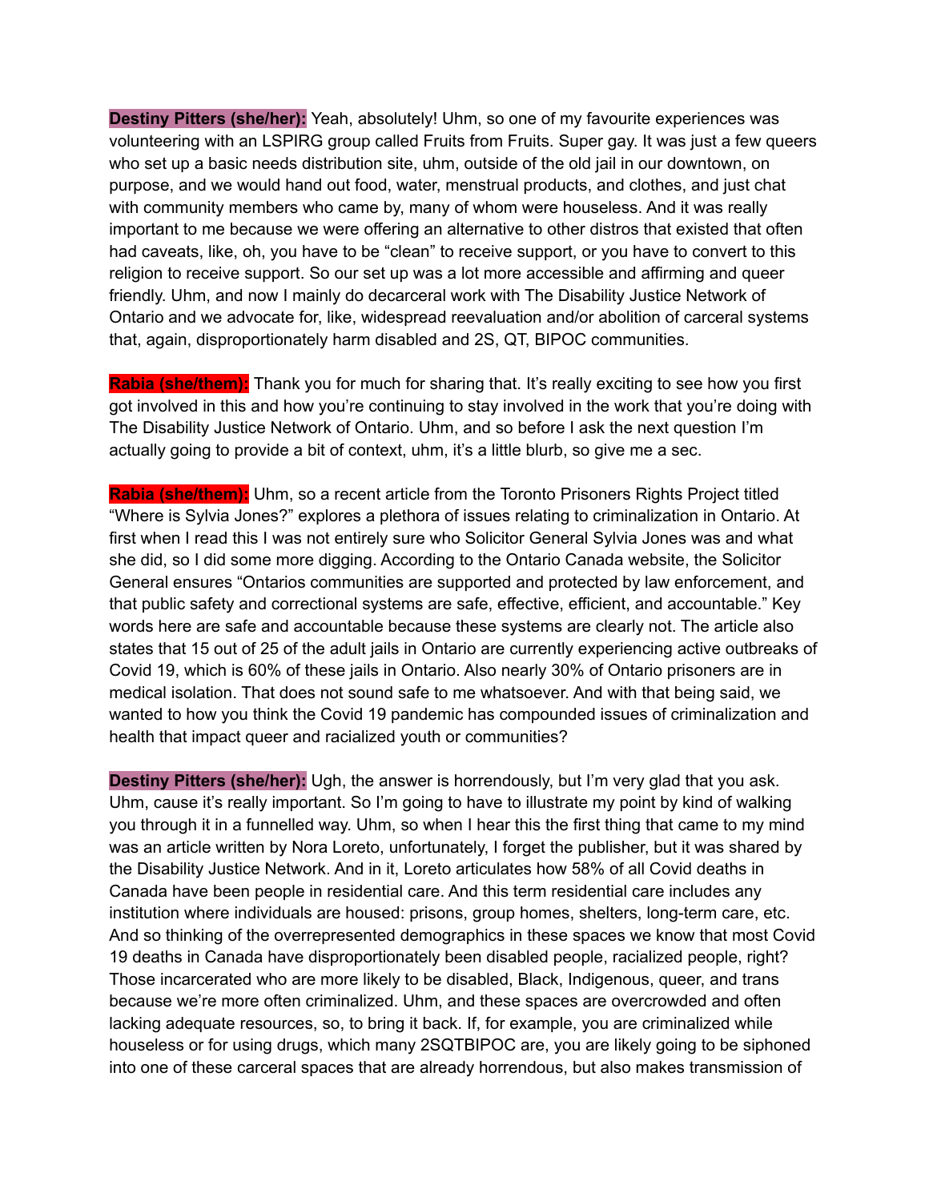**Destiny Pitters (she/her):** Yeah, absolutely! Uhm, so one of my favourite experiences was volunteering with an LSPIRG group called Fruits from Fruits. Super gay. It was just a few queers who set up a basic needs distribution site, uhm, outside of the old jail in our downtown, on purpose, and we would hand out food, water, menstrual products, and clothes, and just chat with community members who came by, many of whom were houseless. And it was really important to me because we were offering an alternative to other distros that existed that often had caveats, like, oh, you have to be "clean" to receive support, or you have to convert to this religion to receive support. So our set up was a lot more accessible and affirming and queer friendly. Uhm, and now I mainly do decarceral work with The Disability Justice Network of Ontario and we advocate for, like, widespread reevaluation and/or abolition of carceral systems that, again, disproportionately harm disabled and 2S, QT, BIPOC communities.

**Rabia (she/them):** Thank you for much for sharing that. It's really exciting to see how you first got involved in this and how you're continuing to stay involved in the work that you're doing with The Disability Justice Network of Ontario. Uhm, and so before I ask the next question I'm actually going to provide a bit of context, uhm, it's a little blurb, so give me a sec.

**Rabia (she/them):** Uhm, so a recent article from the Toronto Prisoners Rights Project titled "Where is Sylvia Jones?" explores a plethora of issues relating to criminalization in Ontario. At first when I read this I was not entirely sure who Solicitor General Sylvia Jones was and what she did, so I did some more digging. According to the Ontario Canada website, the Solicitor General ensures "Ontarios communities are supported and protected by law enforcement, and that public safety and correctional systems are safe, effective, efficient, and accountable." Key words here are safe and accountable because these systems are clearly not. The article also states that 15 out of 25 of the adult jails in Ontario are currently experiencing active outbreaks of Covid 19, which is 60% of these jails in Ontario. Also nearly 30% of Ontario prisoners are in medical isolation. That does not sound safe to me whatsoever. And with that being said, we wanted to how you think the Covid 19 pandemic has compounded issues of criminalization and health that impact queer and racialized youth or communities?

**Destiny Pitters (she/her):** Ugh, the answer is horrendously, but I'm very glad that you ask. Uhm, cause it's really important. So I'm going to have to illustrate my point by kind of walking you through it in a funnelled way. Uhm, so when I hear this the first thing that came to my mind was an article written by Nora Loreto, unfortunately, I forget the publisher, but it was shared by the Disability Justice Network. And in it, Loreto articulates how 58% of all Covid deaths in Canada have been people in residential care. And this term residential care includes any institution where individuals are housed: prisons, group homes, shelters, long-term care, etc. And so thinking of the overrepresented demographics in these spaces we know that most Covid 19 deaths in Canada have disproportionately been disabled people, racialized people, right? Those incarcerated who are more likely to be disabled, Black, Indigenous, queer, and trans because we're more often criminalized. Uhm, and these spaces are overcrowded and often lacking adequate resources, so, to bring it back. If, for example, you are criminalized while houseless or for using drugs, which many 2SQTBIPOC are, you are likely going to be siphoned into one of these carceral spaces that are already horrendous, but also makes transmission of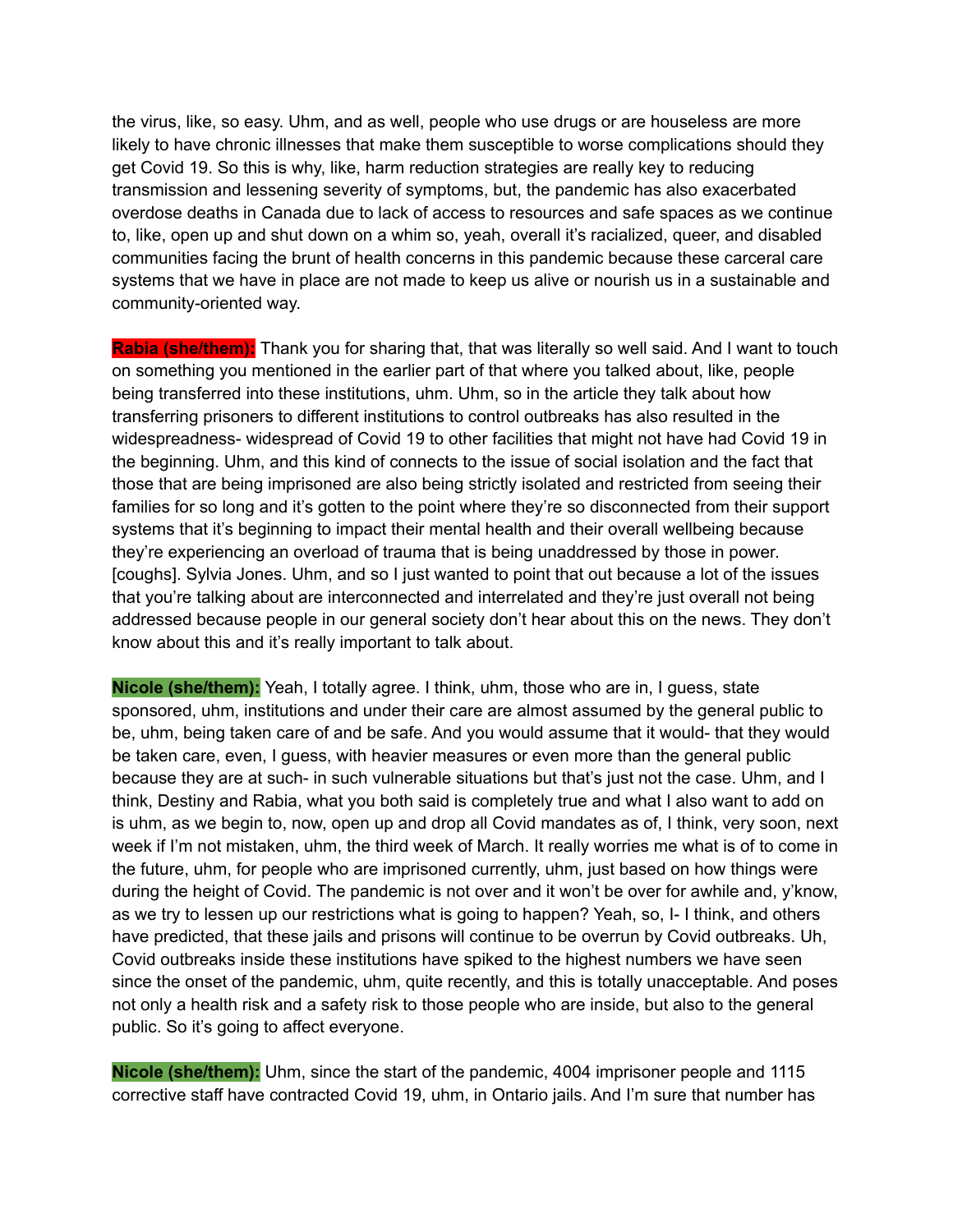the virus, like, so easy. Uhm, and as well, people who use drugs or are houseless are more likely to have chronic illnesses that make them susceptible to worse complications should they get Covid 19. So this is why, like, harm reduction strategies are really key to reducing transmission and lessening severity of symptoms, but, the pandemic has also exacerbated overdose deaths in Canada due to lack of access to resources and safe spaces as we continue to, like, open up and shut down on a whim so, yeah, overall it's racialized, queer, and disabled communities facing the brunt of health concerns in this pandemic because these carceral care systems that we have in place are not made to keep us alive or nourish us in a sustainable and community-oriented way.

**Rabia (she/them):** Thank you for sharing that, that was literally so well said. And I want to touch on something you mentioned in the earlier part of that where you talked about, like, people being transferred into these institutions, uhm. Uhm, so in the article they talk about how transferring prisoners to different institutions to control outbreaks has also resulted in the widespreadness- widespread of Covid 19 to other facilities that might not have had Covid 19 in the beginning. Uhm, and this kind of connects to the issue of social isolation and the fact that those that are being imprisoned are also being strictly isolated and restricted from seeing their families for so long and it's gotten to the point where they're so disconnected from their support systems that it's beginning to impact their mental health and their overall wellbeing because they're experiencing an overload of trauma that is being unaddressed by those in power. [coughs]. Sylvia Jones. Uhm, and so I just wanted to point that out because a lot of the issues that you're talking about are interconnected and interrelated and they're just overall not being addressed because people in our general society don't hear about this on the news. They don't know about this and it's really important to talk about.

**Nicole (she/them):** Yeah, I totally agree. I think, uhm, those who are in, I guess, state sponsored, uhm, institutions and under their care are almost assumed by the general public to be, uhm, being taken care of and be safe. And you would assume that it would- that they would be taken care, even, I guess, with heavier measures or even more than the general public because they are at such- in such vulnerable situations but that's just not the case. Uhm, and I think, Destiny and Rabia, what you both said is completely true and what I also want to add on is uhm, as we begin to, now, open up and drop all Covid mandates as of, I think, very soon, next week if I'm not mistaken, uhm, the third week of March. It really worries me what is of to come in the future, uhm, for people who are imprisoned currently, uhm, just based on how things were during the height of Covid. The pandemic is not over and it won't be over for awhile and, y'know, as we try to lessen up our restrictions what is going to happen? Yeah, so, I- I think, and others have predicted, that these jails and prisons will continue to be overrun by Covid outbreaks. Uh, Covid outbreaks inside these institutions have spiked to the highest numbers we have seen since the onset of the pandemic, uhm, quite recently, and this is totally unacceptable. And poses not only a health risk and a safety risk to those people who are inside, but also to the general public. So it's going to affect everyone.

**Nicole (she/them):** Uhm, since the start of the pandemic, 4004 imprisoner people and 1115 corrective staff have contracted Covid 19, uhm, in Ontario jails. And I'm sure that number has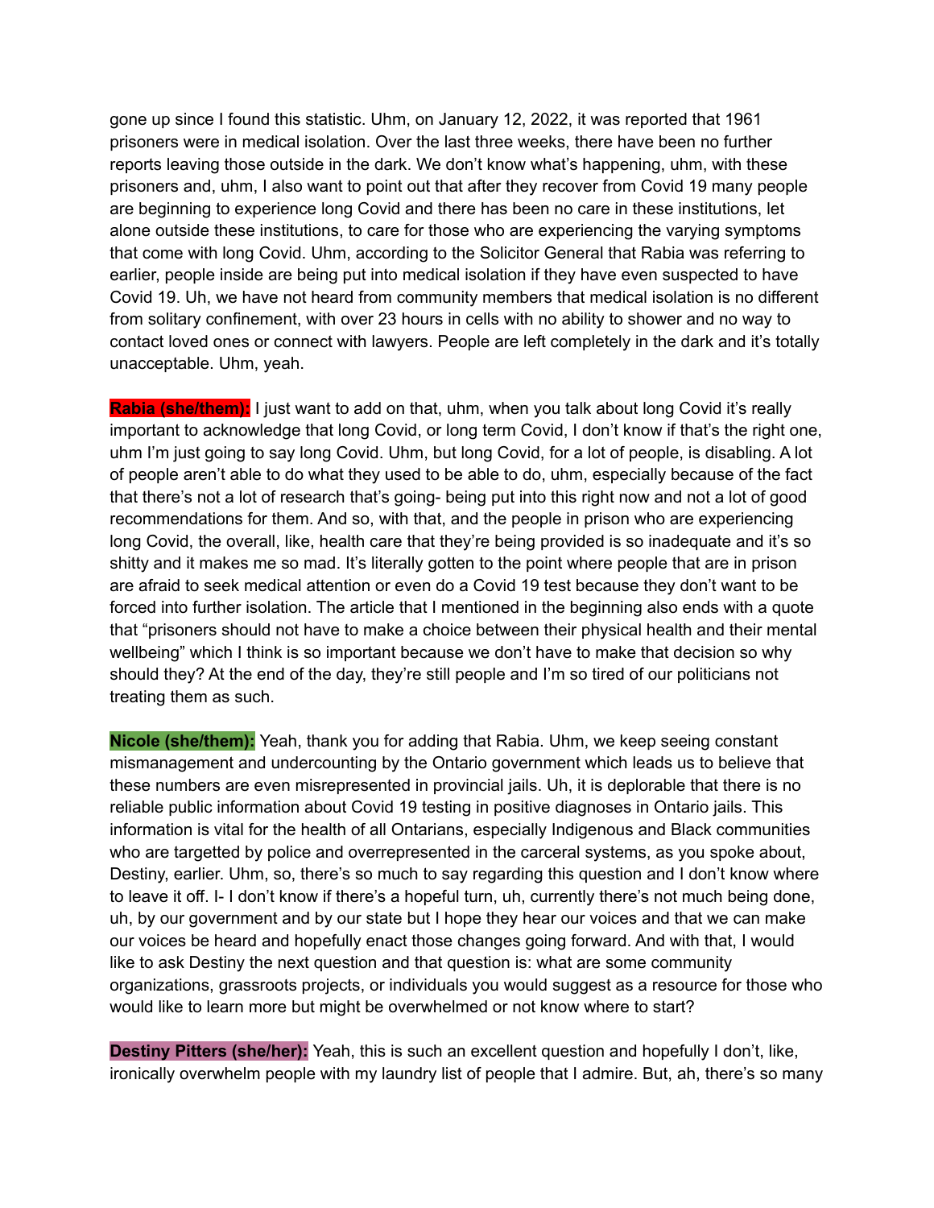gone up since I found this statistic. Uhm, on January 12, 2022, it was reported that 1961 prisoners were in medical isolation. Over the last three weeks, there have been no further reports leaving those outside in the dark. We don't know what's happening, uhm, with these prisoners and, uhm, I also want to point out that after they recover from Covid 19 many people are beginning to experience long Covid and there has been no care in these institutions, let alone outside these institutions, to care for those who are experiencing the varying symptoms that come with long Covid. Uhm, according to the Solicitor General that Rabia was referring to earlier, people inside are being put into medical isolation if they have even suspected to have Covid 19. Uh, we have not heard from community members that medical isolation is no different from solitary confinement, with over 23 hours in cells with no ability to shower and no way to contact loved ones or connect with lawyers. People are left completely in the dark and it's totally unacceptable. Uhm, yeah.

**Rabia (she/them):** I just want to add on that, uhm, when you talk about long Covid it's really important to acknowledge that long Covid, or long term Covid, I don't know if that's the right one, uhm I'm just going to say long Covid. Uhm, but long Covid, for a lot of people, is disabling. A lot of people aren't able to do what they used to be able to do, uhm, especially because of the fact that there's not a lot of research that's going- being put into this right now and not a lot of good recommendations for them. And so, with that, and the people in prison who are experiencing long Covid, the overall, like, health care that they're being provided is so inadequate and it's so shitty and it makes me so mad. It's literally gotten to the point where people that are in prison are afraid to seek medical attention or even do a Covid 19 test because they don't want to be forced into further isolation. The article that I mentioned in the beginning also ends with a quote that "prisoners should not have to make a choice between their physical health and their mental wellbeing" which I think is so important because we don't have to make that decision so why should they? At the end of the day, they're still people and I'm so tired of our politicians not treating them as such.

**Nicole (she/them):** Yeah, thank you for adding that Rabia. Uhm, we keep seeing constant mismanagement and undercounting by the Ontario government which leads us to believe that these numbers are even misrepresented in provincial jails. Uh, it is deplorable that there is no reliable public information about Covid 19 testing in positive diagnoses in Ontario jails. This information is vital for the health of all Ontarians, especially Indigenous and Black communities who are targetted by police and overrepresented in the carceral systems, as you spoke about, Destiny, earlier. Uhm, so, there's so much to say regarding this question and I don't know where to leave it off. I- I don't know if there's a hopeful turn, uh, currently there's not much being done, uh, by our government and by our state but I hope they hear our voices and that we can make our voices be heard and hopefully enact those changes going forward. And with that, I would like to ask Destiny the next question and that question is: what are some community organizations, grassroots projects, or individuals you would suggest as a resource for those who would like to learn more but might be overwhelmed or not know where to start?

**Destiny Pitters (she/her):** Yeah, this is such an excellent question and hopefully I don't, like, ironically overwhelm people with my laundry list of people that I admire. But, ah, there's so many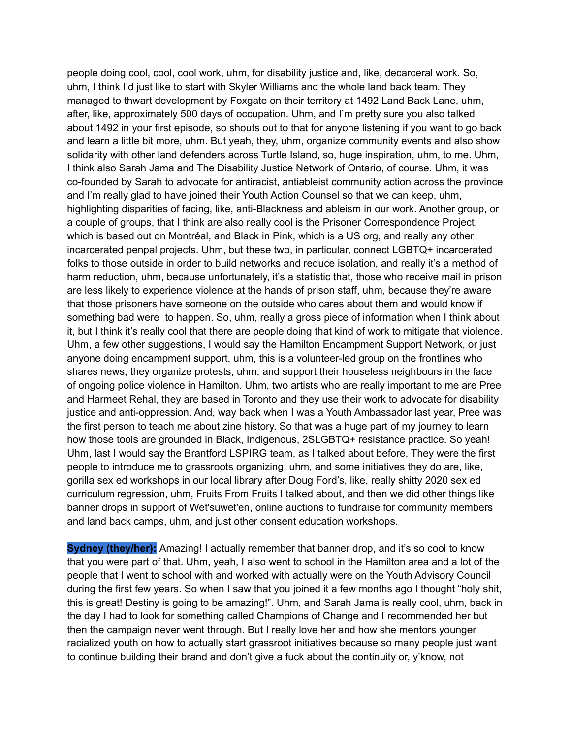people doing cool, cool, cool work, uhm, for disability justice and, like, decarceral work. So, uhm, I think I'd just like to start with Skyler Williams and the whole land back team. They managed to thwart development by Foxgate on their territory at 1492 Land Back Lane, uhm, after, like, approximately 500 days of occupation. Uhm, and I'm pretty sure you also talked about 1492 in your first episode, so shouts out to that for anyone listening if you want to go back and learn a little bit more, uhm. But yeah, they, uhm, organize community events and also show solidarity with other land defenders across Turtle Island, so, huge inspiration, uhm, to me. Uhm, I think also Sarah Jama and The Disability Justice Network of Ontario, of course. Uhm, it was co-founded by Sarah to advocate for antiracist, antiableist community action across the province and I'm really glad to have joined their Youth Action Counsel so that we can keep, uhm, highlighting disparities of facing, like, anti-Blackness and ableism in our work. Another group, or a couple of groups, that I think are also really cool is the Prisoner Correspondence Project, which is based out on Montréal, and Black in Pink, which is a US org, and really any other incarcerated penpal projects. Uhm, but these two, in particular, connect LGBTQ+ incarcerated folks to those outside in order to build networks and reduce isolation, and really it's a method of harm reduction, uhm, because unfortunately, it's a statistic that, those who receive mail in prison are less likely to experience violence at the hands of prison staff, uhm, because they're aware that those prisoners have someone on the outside who cares about them and would know if something bad were to happen. So, uhm, really a gross piece of information when I think about it, but I think it's really cool that there are people doing that kind of work to mitigate that violence. Uhm, a few other suggestions, I would say the Hamilton Encampment Support Network, or just anyone doing encampment support, uhm, this is a volunteer-led group on the frontlines who shares news, they organize protests, uhm, and support their houseless neighbours in the face of ongoing police violence in Hamilton. Uhm, two artists who are really important to me are Pree and Harmeet Rehal, they are based in Toronto and they use their work to advocate for disability justice and anti-oppression. And, way back when I was a Youth Ambassador last year, Pree was the first person to teach me about zine history. So that was a huge part of my journey to learn how those tools are grounded in Black, Indigenous, 2SLGBTQ+ resistance practice. So yeah! Uhm, last I would say the Brantford LSPIRG team, as I talked about before. They were the first people to introduce me to grassroots organizing, uhm, and some initiatives they do are, like, gorilla sex ed workshops in our local library after Doug Ford's, like, really shitty 2020 sex ed curriculum regression, uhm, Fruits From Fruits I talked about, and then we did other things like banner drops in support of Wet'suwet'en, online auctions to fundraise for community members and land back camps, uhm, and just other consent education workshops.

**Sydney (they/her):** Amazing! I actually remember that banner drop, and it's so cool to know that you were part of that. Uhm, yeah, I also went to school in the Hamilton area and a lot of the people that I went to school with and worked with actually were on the Youth Advisory Council during the first few years. So when I saw that you joined it a few months ago I thought "holy shit, this is great! Destiny is going to be amazing!". Uhm, and Sarah Jama is really cool, uhm, back in the day I had to look for something called Champions of Change and I recommended her but then the campaign never went through. But I really love her and how she mentors younger racialized youth on how to actually start grassroot initiatives because so many people just want to continue building their brand and don't give a fuck about the continuity or, y'know, not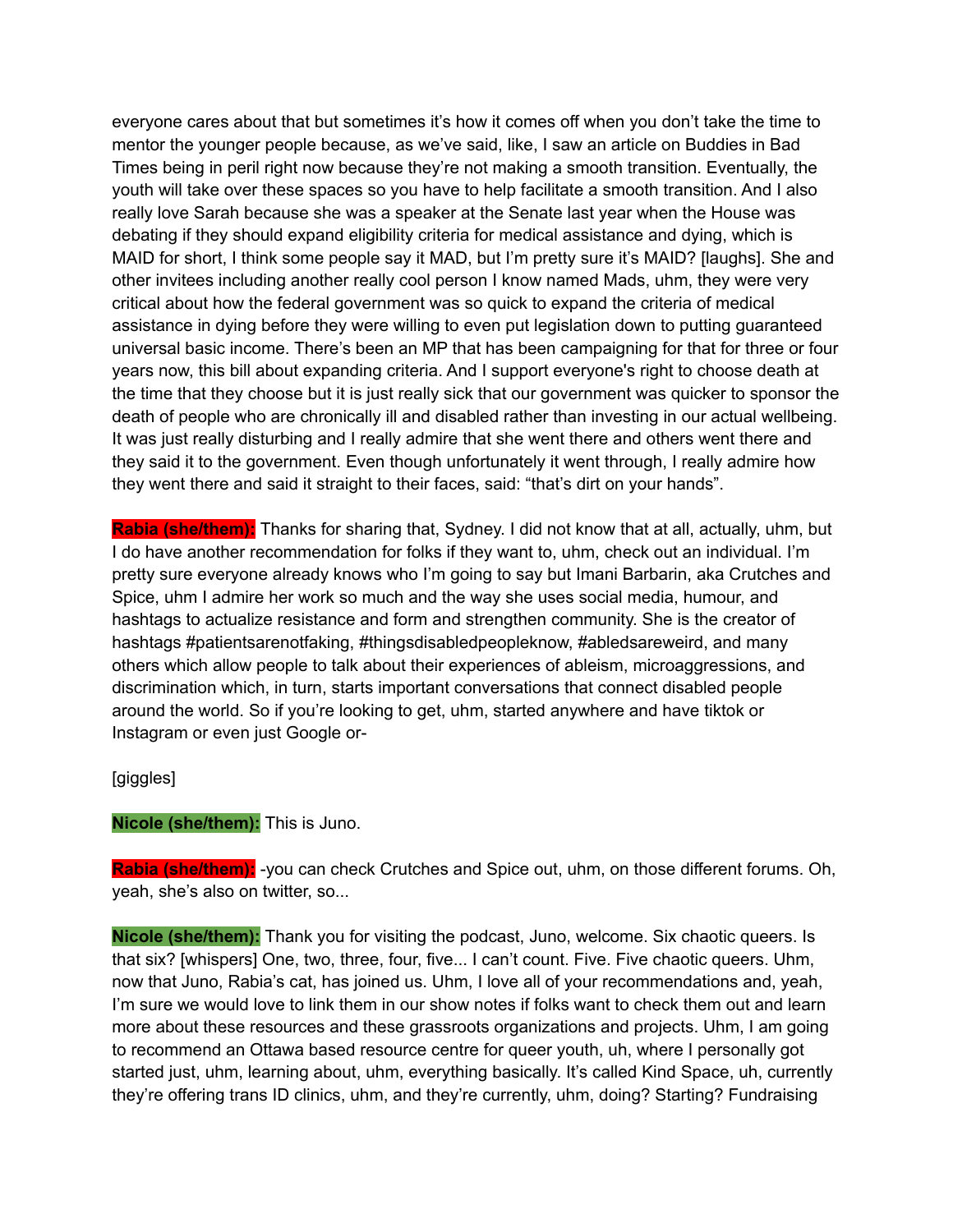everyone cares about that but sometimes it's how it comes off when you don't take the time to mentor the younger people because, as we've said, like, I saw an article on Buddies in Bad Times being in peril right now because they're not making a smooth transition. Eventually, the youth will take over these spaces so you have to help facilitate a smooth transition. And I also really love Sarah because she was a speaker at the Senate last year when the House was debating if they should expand eligibility criteria for medical assistance and dying, which is MAID for short, I think some people say it MAD, but I'm pretty sure it's MAID? [laughs]. She and other invitees including another really cool person I know named Mads, uhm, they were very critical about how the federal government was so quick to expand the criteria of medical assistance in dying before they were willing to even put legislation down to putting guaranteed universal basic income. There's been an MP that has been campaigning for that for three or four years now, this bill about expanding criteria. And I support everyone's right to choose death at the time that they choose but it is just really sick that our government was quicker to sponsor the death of people who are chronically ill and disabled rather than investing in our actual wellbeing. It was just really disturbing and I really admire that she went there and others went there and they said it to the government. Even though unfortunately it went through, I really admire how they went there and said it straight to their faces, said: "that's dirt on your hands".

**Rabia (she/them):** Thanks for sharing that, Sydney. I did not know that at all, actually, uhm, but I do have another recommendation for folks if they want to, uhm, check out an individual. I'm pretty sure everyone already knows who I'm going to say but Imani Barbarin, aka Crutches and Spice, uhm I admire her work so much and the way she uses social media, humour, and hashtags to actualize resistance and form and strengthen community. She is the creator of hashtags #patientsarenotfaking, #thingsdisabledpeopleknow, #abledsareweird, and many others which allow people to talk about their experiences of ableism, microaggressions, and discrimination which, in turn, starts important conversations that connect disabled people around the world. So if you're looking to get, uhm, started anywhere and have tiktok or Instagram or even just Google or-

[giggles]

**Nicole (she/them):** This is Juno.

**Rabia (she/them):** -you can check Crutches and Spice out, uhm, on those different forums. Oh, yeah, she's also on twitter, so...

**Nicole (she/them):** Thank you for visiting the podcast, Juno, welcome. Six chaotic queers. Is that six? [whispers] One, two, three, four, five... I can't count. Five. Five chaotic queers. Uhm, now that Juno, Rabia's cat, has joined us. Uhm, I love all of your recommendations and, yeah, I'm sure we would love to link them in our show notes if folks want to check them out and learn more about these resources and these grassroots organizations and projects. Uhm, I am going to recommend an Ottawa based resource centre for queer youth, uh, where I personally got started just, uhm, learning about, uhm, everything basically. It's called Kind Space, uh, currently they're offering trans ID clinics, uhm, and they're currently, uhm, doing? Starting? Fundraising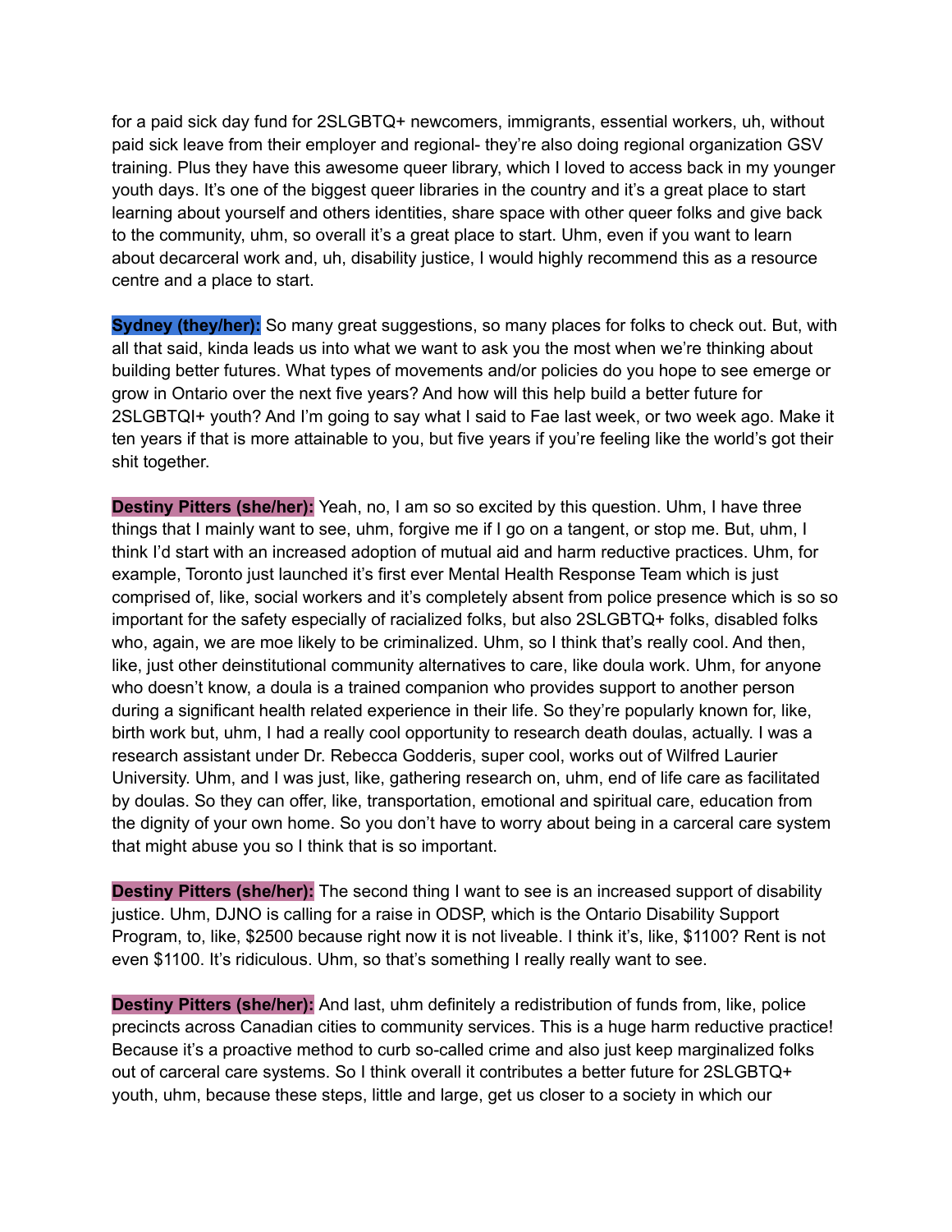for a paid sick day fund for 2SLGBTQ+ newcomers, immigrants, essential workers, uh, without paid sick leave from their employer and regional- they're also doing regional organization GSV training. Plus they have this awesome queer library, which I loved to access back in my younger youth days. It's one of the biggest queer libraries in the country and it's a great place to start learning about yourself and others identities, share space with other queer folks and give back to the community, uhm, so overall it's a great place to start. Uhm, even if you want to learn about decarceral work and, uh, disability justice, I would highly recommend this as a resource centre and a place to start.

**Sydney (they/her):** So many great suggestions, so many places for folks to check out. But, with all that said, kinda leads us into what we want to ask you the most when we're thinking about building better futures. What types of movements and/or policies do you hope to see emerge or grow in Ontario over the next five years? And how will this help build a better future for 2SLGBTQI+ youth? And I'm going to say what I said to Fae last week, or two week ago. Make it ten years if that is more attainable to you, but five years if you're feeling like the world's got their shit together.

**Destiny Pitters (she/her):** Yeah, no, I am so so excited by this question. Uhm, I have three things that I mainly want to see, uhm, forgive me if I go on a tangent, or stop me. But, uhm, I think I'd start with an increased adoption of mutual aid and harm reductive practices. Uhm, for example, Toronto just launched it's first ever Mental Health Response Team which is just comprised of, like, social workers and it's completely absent from police presence which is so so important for the safety especially of racialized folks, but also 2SLGBTQ+ folks, disabled folks who, again, we are moe likely to be criminalized. Uhm, so I think that's really cool. And then, like, just other deinstitutional community alternatives to care, like doula work. Uhm, for anyone who doesn't know, a doula is a trained companion who provides support to another person during a significant health related experience in their life. So they're popularly known for, like, birth work but, uhm, I had a really cool opportunity to research death doulas, actually. I was a research assistant under Dr. Rebecca Godderis, super cool, works out of Wilfred Laurier University. Uhm, and I was just, like, gathering research on, uhm, end of life care as facilitated by doulas. So they can offer, like, transportation, emotional and spiritual care, education from the dignity of your own home. So you don't have to worry about being in a carceral care system that might abuse you so I think that is so important.

**Destiny Pitters (she/her):** The second thing I want to see is an increased support of disability justice. Uhm, DJNO is calling for a raise in ODSP, which is the Ontario Disability Support Program, to, like, $2500 because right now it is not liveable. I think it's, like, $1100? Rent is not even $1100. It's ridiculous. Uhm, so that's something I really really want to see.

**Destiny Pitters (she/her):** And last, uhm definitely a redistribution of funds from, like, police precincts across Canadian cities to community services. This is a huge harm reductive practice! Because it's a proactive method to curb so-called crime and also just keep marginalized folks out of carceral care systems. So I think overall it contributes a better future for 2SLGBTQ+ youth, uhm, because these steps, little and large, get us closer to a society in which our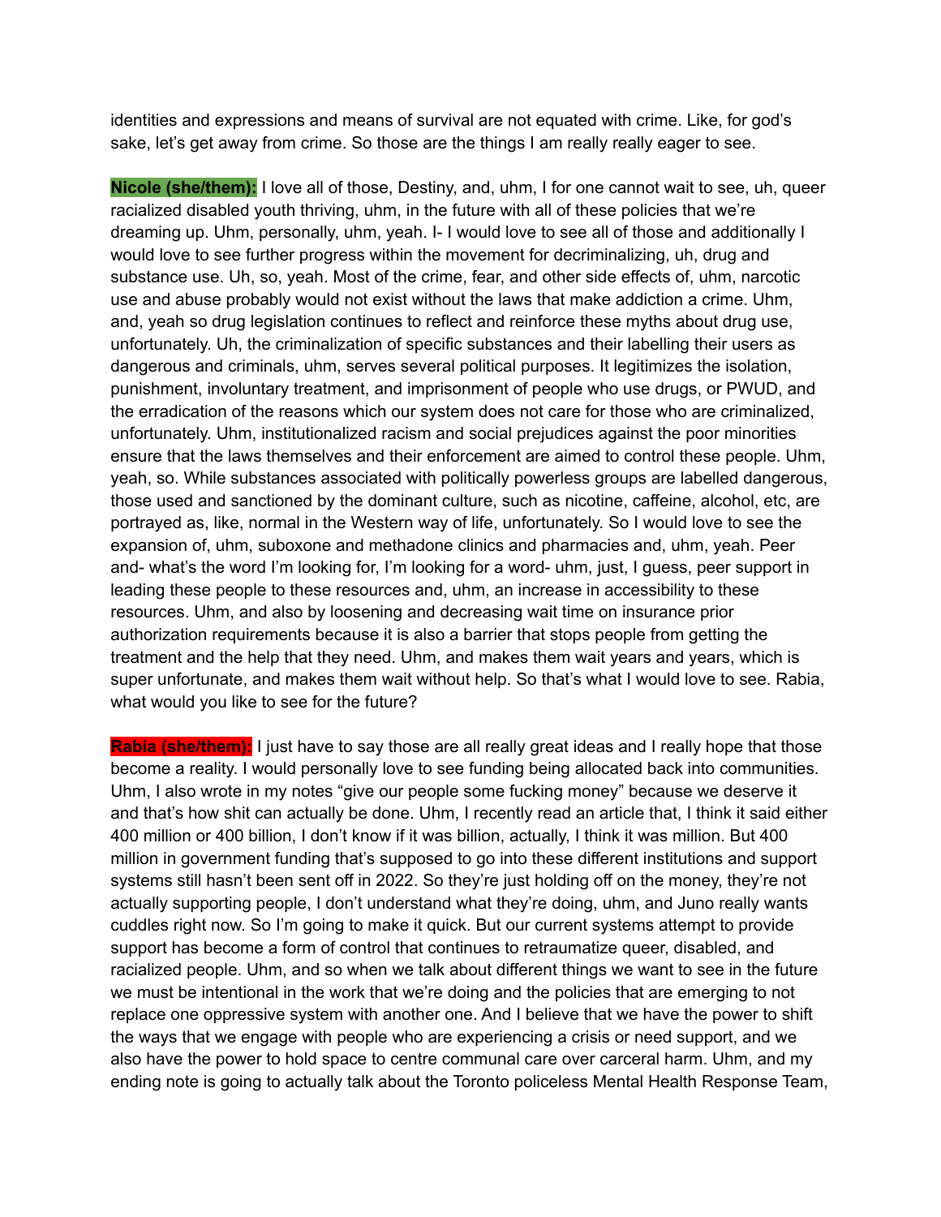identities and expressions and means of survival are not equated with crime. Like, for god's sake, let's get away from crime. So those are the things I am really really eager to see.

**Nicole (she/them):** I love all of those, Destiny, and, uhm, I for one cannot wait to see, uh, queer racialized disabled youth thriving, uhm, in the future with all of these policies that we're dreaming up. Uhm, personally, uhm, yeah. I- I would love to see all of those and additionally I would love to see further progress within the movement for decriminalizing, uh, drug and substance use. Uh, so, yeah. Most of the crime, fear, and other side effects of, uhm, narcotic use and abuse probably would not exist without the laws that make addiction a crime. Uhm, and, yeah so drug legislation continues to reflect and reinforce these myths about drug use, unfortunately. Uh, the criminalization of specific substances and their labelling their users as dangerous and criminals, uhm, serves several political purposes. It legitimizes the isolation, punishment, involuntary treatment, and imprisonment of people who use drugs, or PWUD, and the erradication of the reasons which our system does not care for those who are criminalized, unfortunately. Uhm, institutionalized racism and social prejudices against the poor minorities ensure that the laws themselves and their enforcement are aimed to control these people. Uhm, yeah, so. While substances associated with politically powerless groups are labelled dangerous, those used and sanctioned by the dominant culture, such as nicotine, caffeine, alcohol, etc, are portrayed as, like, normal in the Western way of life, unfortunately. So I would love to see the expansion of, uhm, suboxone and methadone clinics and pharmacies and, uhm, yeah. Peer and- what's the word I'm looking for, I'm looking for a word- uhm, just, I guess, peer support in leading these people to these resources and, uhm, an increase in accessibility to these resources. Uhm, and also by loosening and decreasing wait time on insurance prior authorization requirements because it is also a barrier that stops people from getting the treatment and the help that they need. Uhm, and makes them wait years and years, which is super unfortunate, and makes them wait without help. So that's what I would love to see. Rabia, what would you like to see for the future?

**Rabia (she/them):** I just have to say those are all really great ideas and I really hope that those become a reality. I would personally love to see funding being allocated back into communities. Uhm, I also wrote in my notes "give our people some fucking money" because we deserve it and that's how shit can actually be done. Uhm, I recently read an article that, I think it said either 400 million or 400 billion, I don't know if it was billion, actually, I think it was million. But 400 million in government funding that's supposed to go into these different institutions and support systems still hasn't been sent off in 2022. So they're just holding off on the money, they're not actually supporting people, I don't understand what they're doing, uhm, and Juno really wants cuddles right now. So I'm going to make it quick. But our current systems attempt to provide support has become a form of control that continues to retraumatize queer, disabled, and racialized people. Uhm, and so when we talk about different things we want to see in the future we must be intentional in the work that we're doing and the policies that are emerging to not replace one oppressive system with another one. And I believe that we have the power to shift the ways that we engage with people who are experiencing a crisis or need support, and we also have the power to hold space to centre communal care over carceral harm. Uhm, and my ending note is going to actually talk about the Toronto policeless Mental Health Response Team,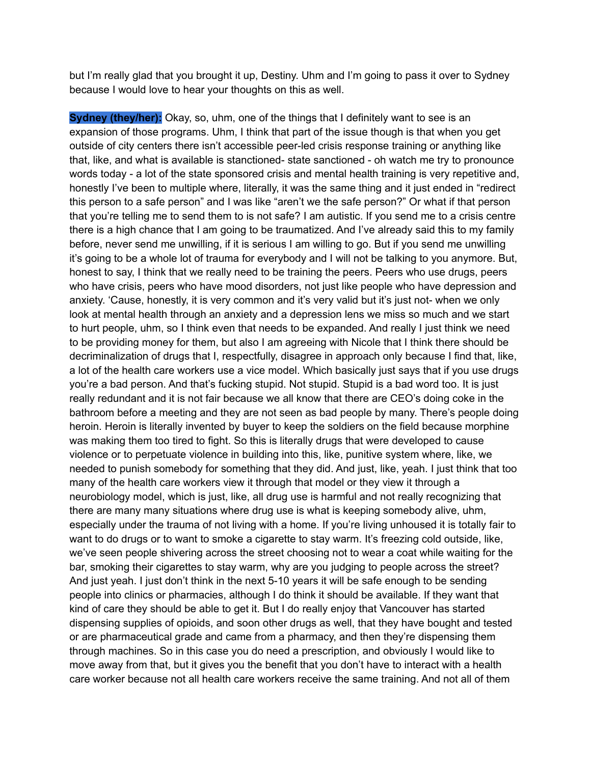but I'm really glad that you brought it up, Destiny. Uhm and I'm going to pass it over to Sydney because I would love to hear your thoughts on this as well.

**Sydney (they/her):** Okay, so, uhm, one of the things that I definitely want to see is an expansion of those programs. Uhm, I think that part of the issue though is that when you get outside of city centers there isn't accessible peer-led crisis response training or anything like that, like, and what is available is stanctioned- state sanctioned - oh watch me try to pronounce words today - a lot of the state sponsored crisis and mental health training is very repetitive and, honestly I've been to multiple where, literally, it was the same thing and it just ended in "redirect this person to a safe person" and I was like "aren't we the safe person?" Or what if that person that you're telling me to send them to is not safe? I am autistic. If you send me to a crisis centre there is a high chance that I am going to be traumatized. And I've already said this to my family before, never send me unwilling, if it is serious I am willing to go. But if you send me unwilling it's going to be a whole lot of trauma for everybody and I will not be talking to you anymore. But, honest to say, I think that we really need to be training the peers. Peers who use drugs, peers who have crisis, peers who have mood disorders, not just like people who have depression and anxiety. 'Cause, honestly, it is very common and it's very valid but it's just not- when we only look at mental health through an anxiety and a depression lens we miss so much and we start to hurt people, uhm, so I think even that needs to be expanded. And really I just think we need to be providing money for them, but also I am agreeing with Nicole that I think there should be decriminalization of drugs that I, respectfully, disagree in approach only because I find that, like, a lot of the health care workers use a vice model. Which basically just says that if you use drugs you're a bad person. And that's fucking stupid. Not stupid. Stupid is a bad word too. It is just really redundant and it is not fair because we all know that there are CEO's doing coke in the bathroom before a meeting and they are not seen as bad people by many. There's people doing heroin. Heroin is literally invented by buyer to keep the soldiers on the field because morphine was making them too tired to fight. So this is literally drugs that were developed to cause violence or to perpetuate violence in building into this, like, punitive system where, like, we needed to punish somebody for something that they did. And just, like, yeah. I just think that too many of the health care workers view it through that model or they view it through a neurobiology model, which is just, like, all drug use is harmful and not really recognizing that there are many many situations where drug use is what is keeping somebody alive, uhm, especially under the trauma of not living with a home. If you're living unhoused it is totally fair to want to do drugs or to want to smoke a cigarette to stay warm. It's freezing cold outside, like, we've seen people shivering across the street choosing not to wear a coat while waiting for the bar, smoking their cigarettes to stay warm, why are you judging to people across the street? And just yeah. I just don't think in the next 5-10 years it will be safe enough to be sending people into clinics or pharmacies, although I do think it should be available. If they want that kind of care they should be able to get it. But I do really enjoy that Vancouver has started dispensing supplies of opioids, and soon other drugs as well, that they have bought and tested or are pharmaceutical grade and came from a pharmacy, and then they're dispensing them through machines. So in this case you do need a prescription, and obviously I would like to move away from that, but it gives you the benefit that you don't have to interact with a health care worker because not all health care workers receive the same training. And not all of them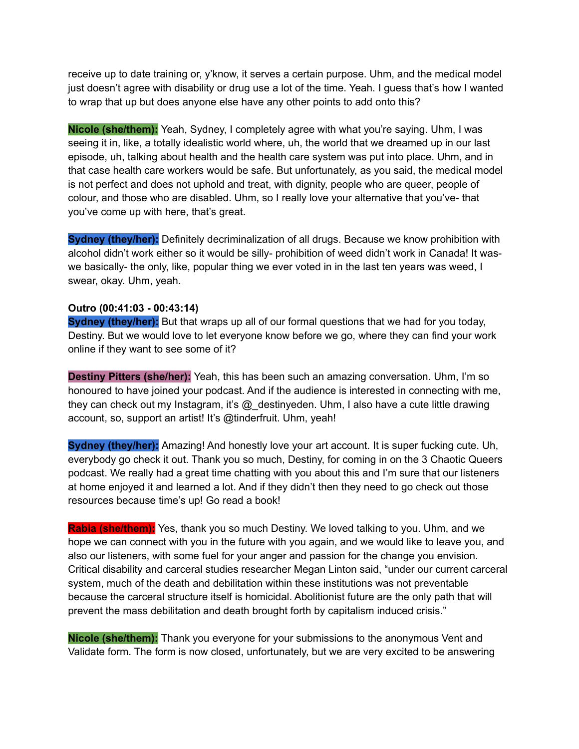receive up to date training or, y'know, it serves a certain purpose. Uhm, and the medical model just doesn't agree with disability or drug use a lot of the time. Yeah. I guess that's how I wanted to wrap that up but does anyone else have any other points to add onto this?

**Nicole (she/them):** Yeah, Sydney, I completely agree with what you're saying. Uhm, I was seeing it in, like, a totally idealistic world where, uh, the world that we dreamed up in our last episode, uh, talking about health and the health care system was put into place. Uhm, and in that case health care workers would be safe. But unfortunately, as you said, the medical model is not perfect and does not uphold and treat, with dignity, people who are queer, people of colour, and those who are disabled. Uhm, so I really love your alternative that you've- that you've come up with here, that's great.

**Sydney (they/her):** Definitely decriminalization of all drugs. Because we know prohibition with alcohol didn't work either so it would be silly- prohibition of weed didn't work in Canada! It was- we basically- the only, like, popular thing we ever voted in in the last ten years was weed, I swear, okay. Uhm, yeah.

**Outro (00:41:03 - 00:43:14)**

**Sydney (they/her):** But that wraps up all of our formal questions that we had for you today, Destiny. But we would love to let everyone know before we go, where they can find your work online if they want to see some of it?

**Destiny Pitters (she/her):** Yeah, this has been such an amazing conversation. Uhm, I'm so honoured to have joined your podcast. And if the audience is interested in connecting with me, they can check out my Instagram, it's @_destinyeden. Uhm, I also have a cute little drawing account, so, support an artist! It's @tinderfruit. Uhm, yeah!

**Sydney (they/her):** Amazing! And honestly love your art account. It is super fucking cute. Uh, everybody go check it out. Thank you so much, Destiny, for coming in on the 3 Chaotic Queers podcast. We really had a great time chatting with you about this and I'm sure that our listeners at home enjoyed it and learned a lot. And if they didn't then they need to go check out those resources because time's up! Go read a book!

**Rabia (she/them):** Yes, thank you so much Destiny. We loved talking to you. Uhm, and we hope we can connect with you in the future with you again, and we would like to leave you, and also our listeners, with some fuel for your anger and passion for the change you envision. Critical disability and carceral studies researcher Megan Linton said, "under our current carceral system, much of the death and debilitation within these institutions was not preventable because the carceral structure itself is homicidal. Abolitionist future are the only path that will prevent the mass debilitation and death brought forth by capitalism induced crisis."

**Nicole (she/them):** Thank you everyone for your submissions to the anonymous Vent and Validate form. The form is now closed, unfortunately, but we are very excited to be answering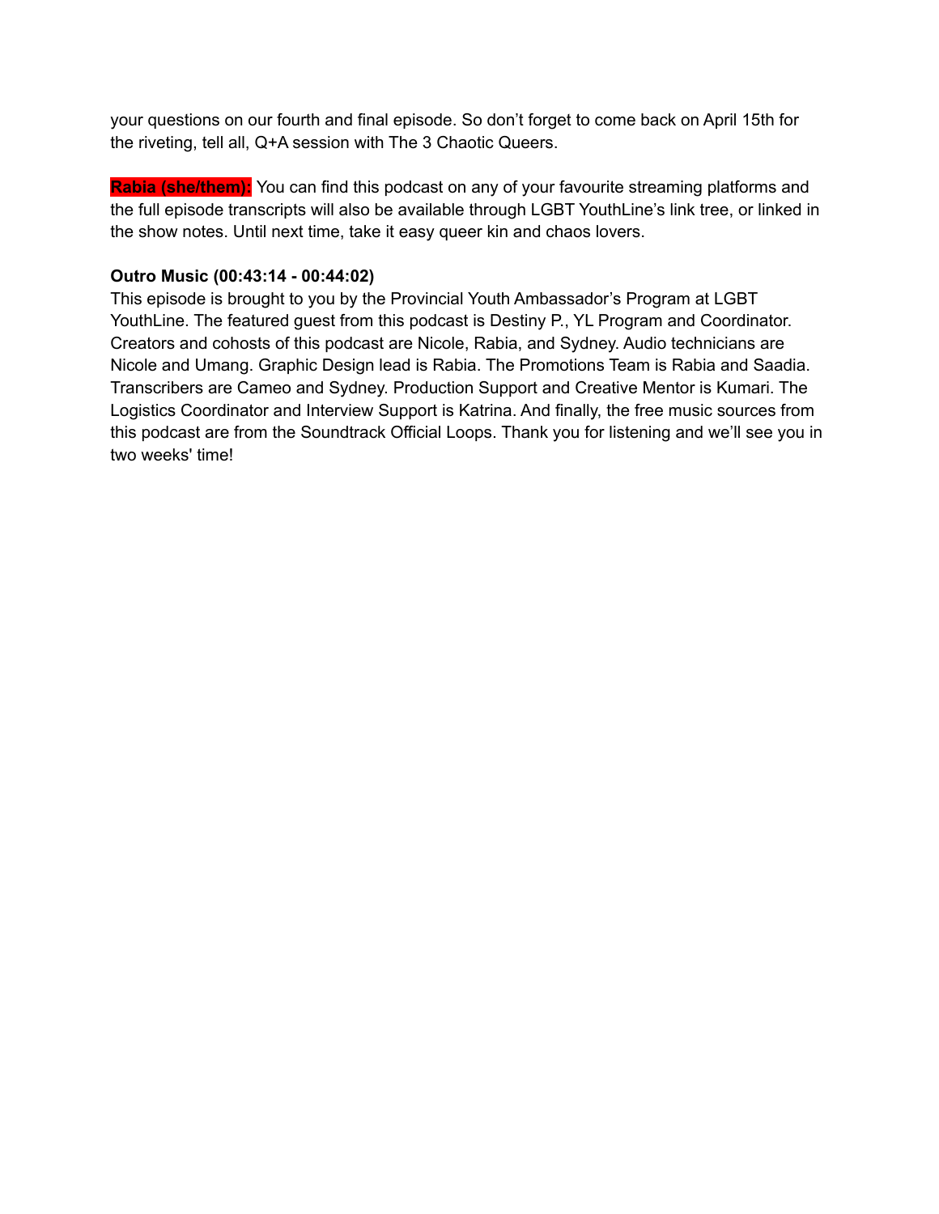your questions on our fourth and final episode. So don't forget to come back on April 15th for the riveting, tell all, Q+A session with The 3 Chaotic Queers.

**Rabia (she/them):** You can find this podcast on any of your favourite streaming platforms and the full episode transcripts will also be available through LGBT YouthLine's link tree, or linked in the show notes. Until next time, take it easy queer kin and chaos lovers.

**Outro Music (00:43:14 - 00:44:02)**
This episode is brought to you by the Provincial Youth Ambassador's Program at LGBT YouthLine. The featured guest from this podcast is Destiny P., YL Program and Coordinator. Creators and cohosts of this podcast are Nicole, Rabia, and Sydney. Audio technicians are Nicole and Umang. Graphic Design lead is Rabia. The Promotions Team is Rabia and Saadia. Transcribers are Cameo and Sydney. Production Support and Creative Mentor is Kumari. The Logistics Coordinator and Interview Support is Katrina. And finally, the free music sources from this podcast are from the Soundtrack Official Loops. Thank you for listening and we'll see you in two weeks' time!